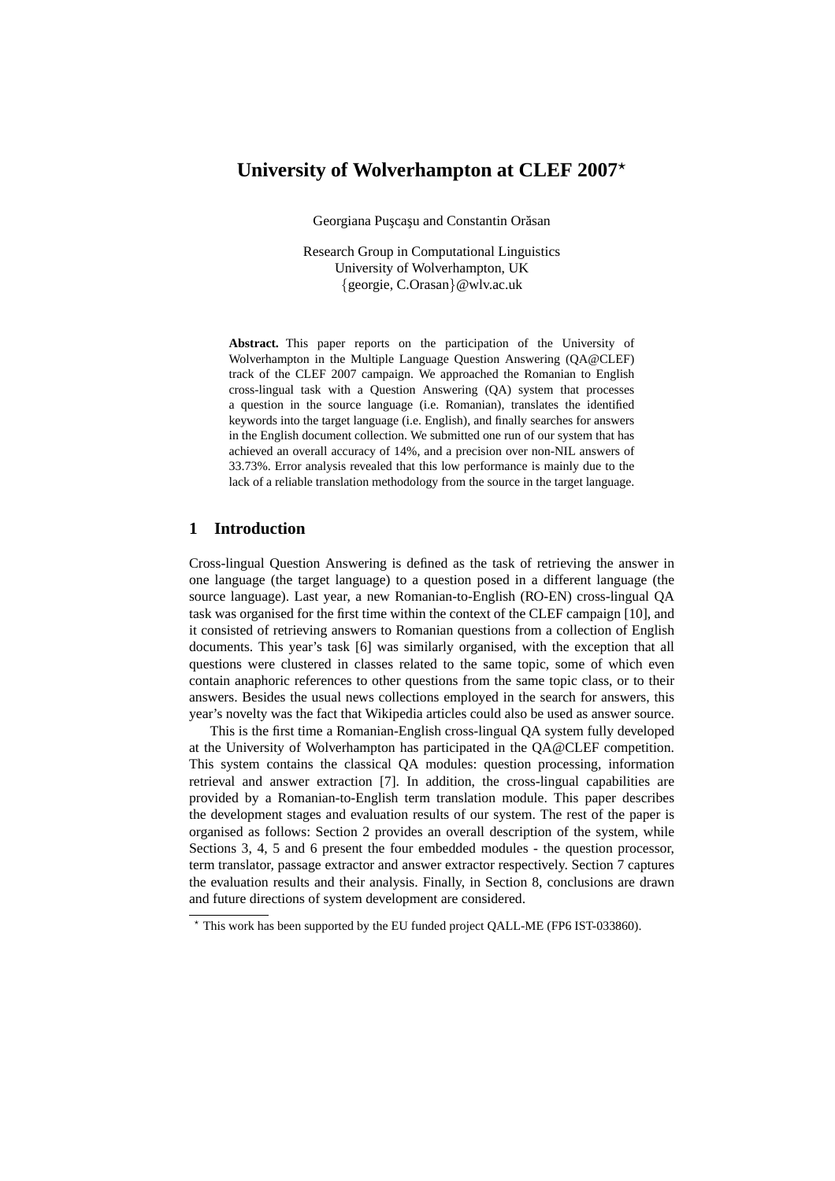# University of Wolverhampton at CLEF 2007*

Georgiana Puşcaşu and Constantin Orăsan

Research Group in Computational Linguistics
University of Wolverhampton, UK
{georgie, C.Orasan}@wlv.ac.uk

**Abstract.** This paper reports on the participation of the University of Wolverhampton in the Multiple Language Question Answering (QA@CLEF) track of the CLEF 2007 campaign. We approached the Romanian to English cross-lingual task with a Question Answering (QA) system that processes a question in the source language (i.e. Romanian), translates the identified keywords into the target language (i.e. English), and finally searches for answers in the English document collection. We submitted one run of our system that has achieved an overall accuracy of 14%, and a precision over non-NIL answers of 33.73%. Error analysis revealed that this low performance is mainly due to the lack of a reliable translation methodology from the source in the target language.

## 1 Introduction

Cross-lingual Question Answering is defined as the task of retrieving the answer in one language (the target language) to a question posed in a different language (the source language). Last year, a new Romanian-to-English (RO-EN) cross-lingual QA task was organised for the first time within the context of the CLEF campaign [10], and it consisted of retrieving answers to Romanian questions from a collection of English documents. This year's task [6] was similarly organised, with the exception that all questions were clustered in classes related to the same topic, some of which even contain anaphoric references to other questions from the same topic class, or to their answers. Besides the usual news collections employed in the search for answers, this year's novelty was the fact that Wikipedia articles could also be used as answer source.

This is the first time a Romanian-English cross-lingual QA system fully developed at the University of Wolverhampton has participated in the QA@CLEF competition. This system contains the classical QA modules: question processing, information retrieval and answer extraction [7]. In addition, the cross-lingual capabilities are provided by a Romanian-to-English term translation module. This paper describes the development stages and evaluation results of our system. The rest of the paper is organised as follows: Section 2 provides an overall description of the system, while Sections 3, 4, 5 and 6 present the four embedded modules - the question processor, term translator, passage extractor and answer extractor respectively. Section 7 captures the evaluation results and their analysis. Finally, in Section 8, conclusions are drawn and future directions of system development are considered.

* This work has been supported by the EU funded project QALL-ME (FP6 IST-033860).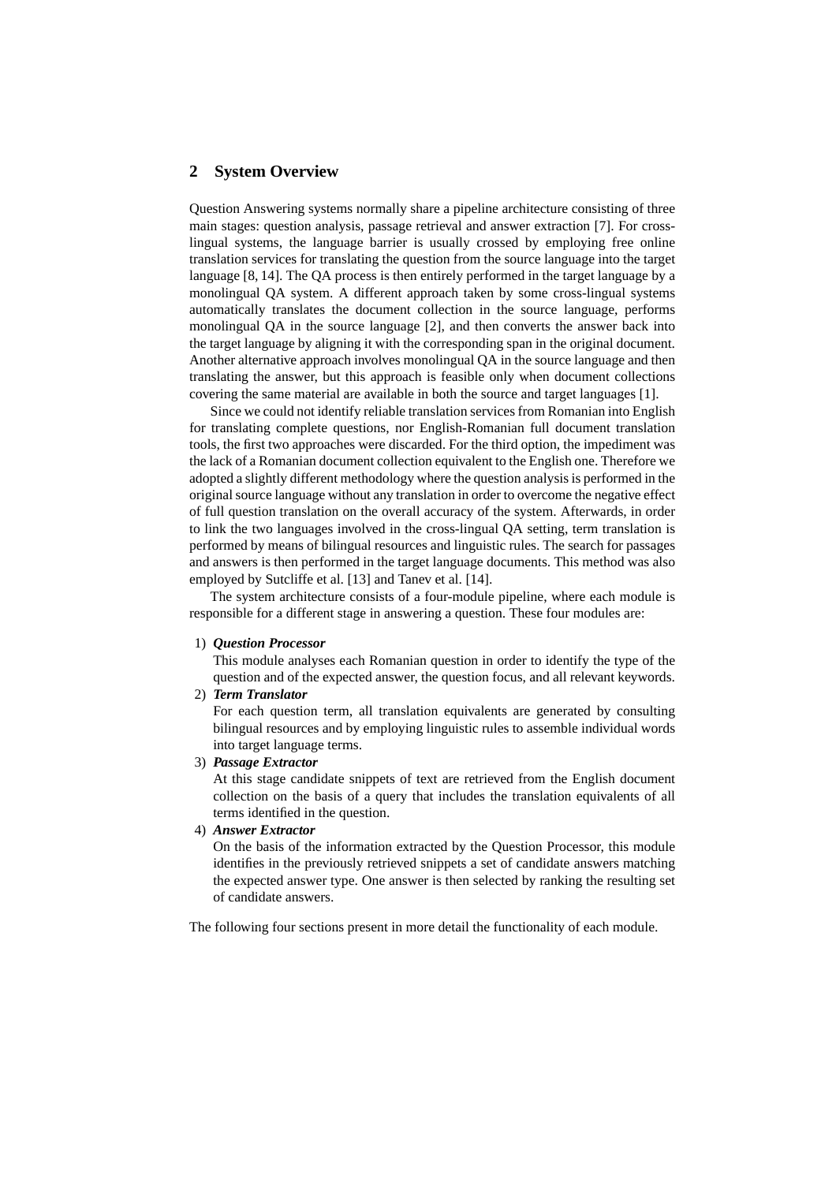## 2 System Overview

Question Answering systems normally share a pipeline architecture consisting of three main stages: question analysis, passage retrieval and answer extraction [7]. For cross-lingual systems, the language barrier is usually crossed by employing free online translation services for translating the question from the source language into the target language [8, 14]. The QA process is then entirely performed in the target language by a monolingual QA system. A different approach taken by some cross-lingual systems automatically translates the document collection in the source language, performs monolingual QA in the source language [2], and then converts the answer back into the target language by aligning it with the corresponding span in the original document. Another alternative approach involves monolingual QA in the source language and then translating the answer, but this approach is feasible only when document collections covering the same material are available in both the source and target languages [1].

Since we could not identify reliable translation services from Romanian into English for translating complete questions, nor English-Romanian full document translation tools, the first two approaches were discarded. For the third option, the impediment was the lack of a Romanian document collection equivalent to the English one. Therefore we adopted a slightly different methodology where the question analysis is performed in the original source language without any translation in order to overcome the negative effect of full question translation on the overall accuracy of the system. Afterwards, in order to link the two languages involved in the cross-lingual QA setting, term translation is performed by means of bilingual resources and linguistic rules. The search for passages and answers is then performed in the target language documents. This method was also employed by Sutcliffe et al. [13] and Tanev et al. [14].

The system architecture consists of a four-module pipeline, where each module is responsible for a different stage in answering a question. These four modules are:

1) ***Question Processor***
   This module analyses each Romanian question in order to identify the type of the question and of the expected answer, the question focus, and all relevant keywords.
2) ***Term Translator***
   For each question term, all translation equivalents are generated by consulting bilingual resources and by employing linguistic rules to assemble individual words into target language terms.
3) ***Passage Extractor***
   At this stage candidate snippets of text are retrieved from the English document collection on the basis of a query that includes the translation equivalents of all terms identified in the question.
4) ***Answer Extractor***
   On the basis of the information extracted by the Question Processor, this module identifies in the previously retrieved snippets a set of candidate answers matching the expected answer type. One answer is then selected by ranking the resulting set of candidate answers.

The following four sections present in more detail the functionality of each module.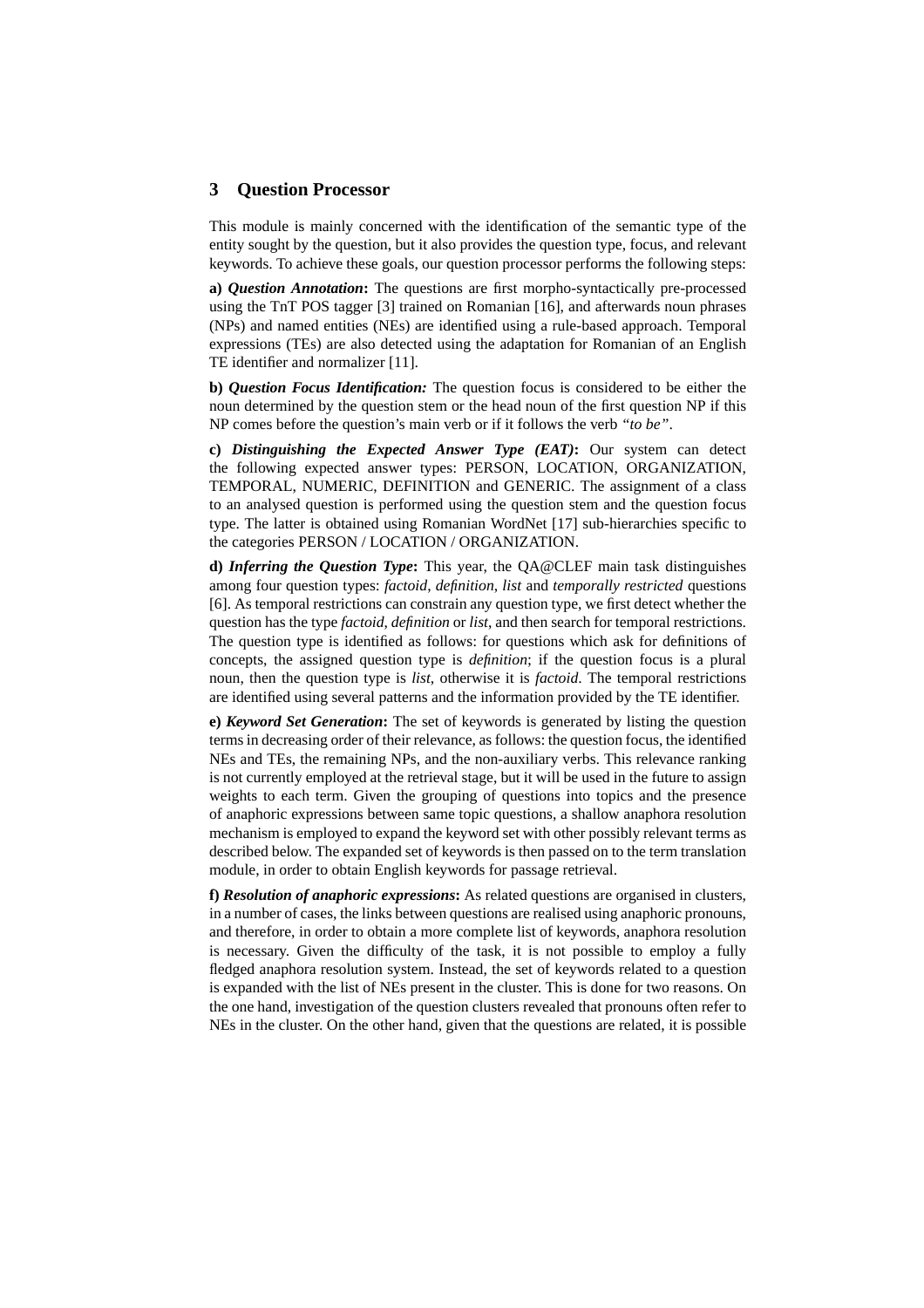## 3 Question Processor

This module is mainly concerned with the identification of the semantic type of the entity sought by the question, but it also provides the question type, focus, and relevant keywords. To achieve these goals, our question processor performs the following steps:

**a)** ***Question Annotation*****:** The questions are first morpho-syntactically pre-processed using the TnT POS tagger [3] trained on Romanian [16], and afterwards noun phrases (NPs) and named entities (NEs) are identified using a rule-based approach. Temporal expressions (TEs) are also detected using the adaptation for Romanian of an English TE identifier and normalizer [11].

**b)** ***Question Focus Identification:*** The question focus is considered to be either the noun determined by the question stem or the head noun of the first question NP if this NP comes before the question's main verb or if it follows the verb *"to be"*.

**c)** ***Distinguishing the Expected Answer Type (EAT)*****:** Our system can detect the following expected answer types: PERSON, LOCATION, ORGANIZATION, TEMPORAL, NUMERIC, DEFINITION and GENERIC. The assignment of a class to an analysed question is performed using the question stem and the question focus type. The latter is obtained using Romanian WordNet [17] sub-hierarchies specific to the categories PERSON / LOCATION / ORGANIZATION.

**d)** ***Inferring the Question Type*****:** This year, the QA@CLEF main task distinguishes among four question types: *factoid*, *definition*, *list* and *temporally restricted* questions [6]. As temporal restrictions can constrain any question type, we first detect whether the question has the type *factoid*, *definition* or *list*, and then search for temporal restrictions. The question type is identified as follows: for questions which ask for definitions of concepts, the assigned question type is *definition*; if the question focus is a plural noun, then the question type is *list*, otherwise it is *factoid*. The temporal restrictions are identified using several patterns and the information provided by the TE identifier.

**e)** ***Keyword Set Generation*****:** The set of keywords is generated by listing the question terms in decreasing order of their relevance, as follows: the question focus, the identified NEs and TEs, the remaining NPs, and the non-auxiliary verbs. This relevance ranking is not currently employed at the retrieval stage, but it will be used in the future to assign weights to each term. Given the grouping of questions into topics and the presence of anaphoric expressions between same topic questions, a shallow anaphora resolution mechanism is employed to expand the keyword set with other possibly relevant terms as described below. The expanded set of keywords is then passed on to the term translation module, in order to obtain English keywords for passage retrieval.

**f)** ***Resolution of anaphoric expressions*****:** As related questions are organised in clusters, in a number of cases, the links between questions are realised using anaphoric pronouns, and therefore, in order to obtain a more complete list of keywords, anaphora resolution is necessary. Given the difficulty of the task, it is not possible to employ a fully fledged anaphora resolution system. Instead, the set of keywords related to a question is expanded with the list of NEs present in the cluster. This is done for two reasons. On the one hand, investigation of the question clusters revealed that pronouns often refer to NEs in the cluster. On the other hand, given that the questions are related, it is possible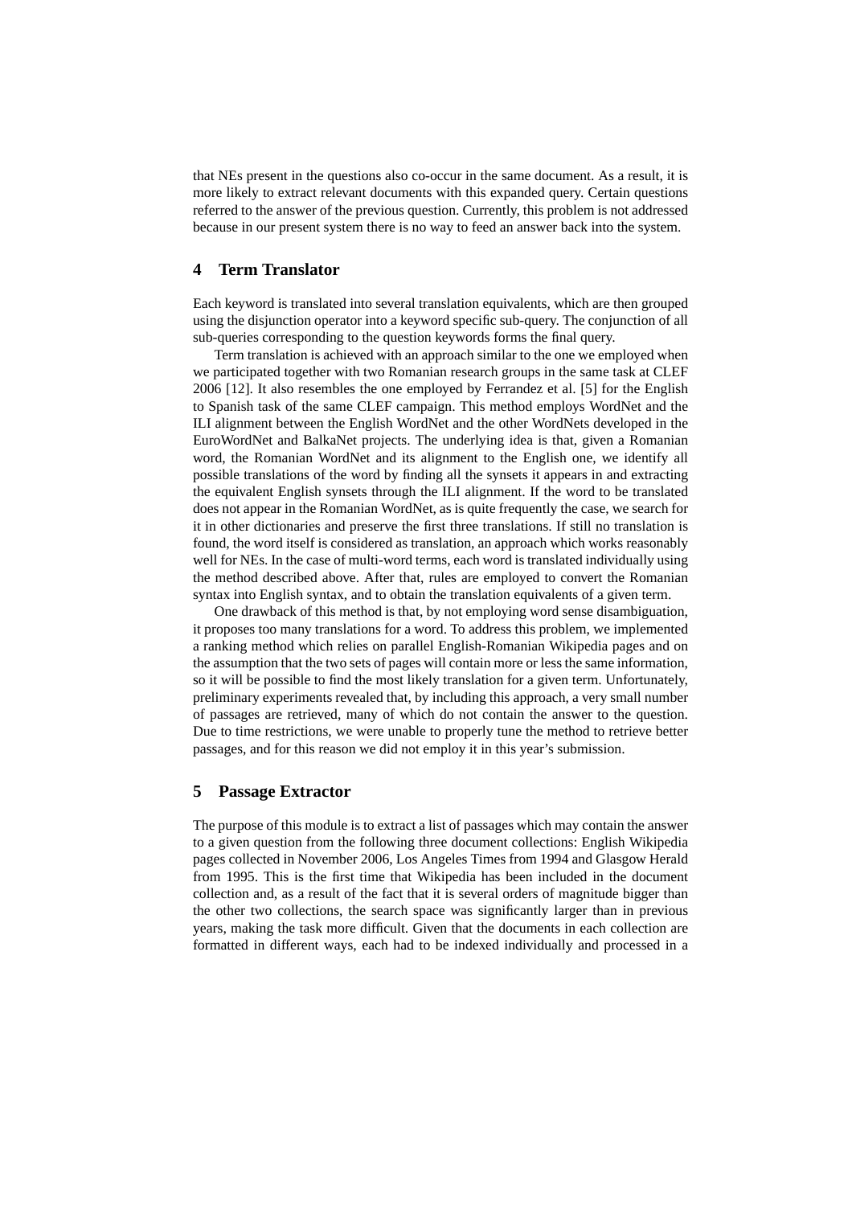that NEs present in the questions also co-occur in the same document. As a result, it is more likely to extract relevant documents with this expanded query. Certain questions referred to the answer of the previous question. Currently, this problem is not addressed because in our present system there is no way to feed an answer back into the system.

## 4 Term Translator

Each keyword is translated into several translation equivalents, which are then grouped using the disjunction operator into a keyword specific sub-query. The conjunction of all sub-queries corresponding to the question keywords forms the final query.

Term translation is achieved with an approach similar to the one we employed when we participated together with two Romanian research groups in the same task at CLEF 2006 [12]. It also resembles the one employed by Ferrandez et al. [5] for the English to Spanish task of the same CLEF campaign. This method employs WordNet and the ILI alignment between the English WordNet and the other WordNets developed in the EuroWordNet and BalkaNet projects. The underlying idea is that, given a Romanian word, the Romanian WordNet and its alignment to the English one, we identify all possible translations of the word by finding all the synsets it appears in and extracting the equivalent English synsets through the ILI alignment. If the word to be translated does not appear in the Romanian WordNet, as is quite frequently the case, we search for it in other dictionaries and preserve the first three translations. If still no translation is found, the word itself is considered as translation, an approach which works reasonably well for NEs. In the case of multi-word terms, each word is translated individually using the method described above. After that, rules are employed to convert the Romanian syntax into English syntax, and to obtain the translation equivalents of a given term.

One drawback of this method is that, by not employing word sense disambiguation, it proposes too many translations for a word. To address this problem, we implemented a ranking method which relies on parallel English-Romanian Wikipedia pages and on the assumption that the two sets of pages will contain more or less the same information, so it will be possible to find the most likely translation for a given term. Unfortunately, preliminary experiments revealed that, by including this approach, a very small number of passages are retrieved, many of which do not contain the answer to the question. Due to time restrictions, we were unable to properly tune the method to retrieve better passages, and for this reason we did not employ it in this year's submission.

## 5 Passage Extractor

The purpose of this module is to extract a list of passages which may contain the answer to a given question from the following three document collections: English Wikipedia pages collected in November 2006, Los Angeles Times from 1994 and Glasgow Herald from 1995. This is the first time that Wikipedia has been included in the document collection and, as a result of the fact that it is several orders of magnitude bigger than the other two collections, the search space was significantly larger than in previous years, making the task more difficult. Given that the documents in each collection are formatted in different ways, each had to be indexed individually and processed in a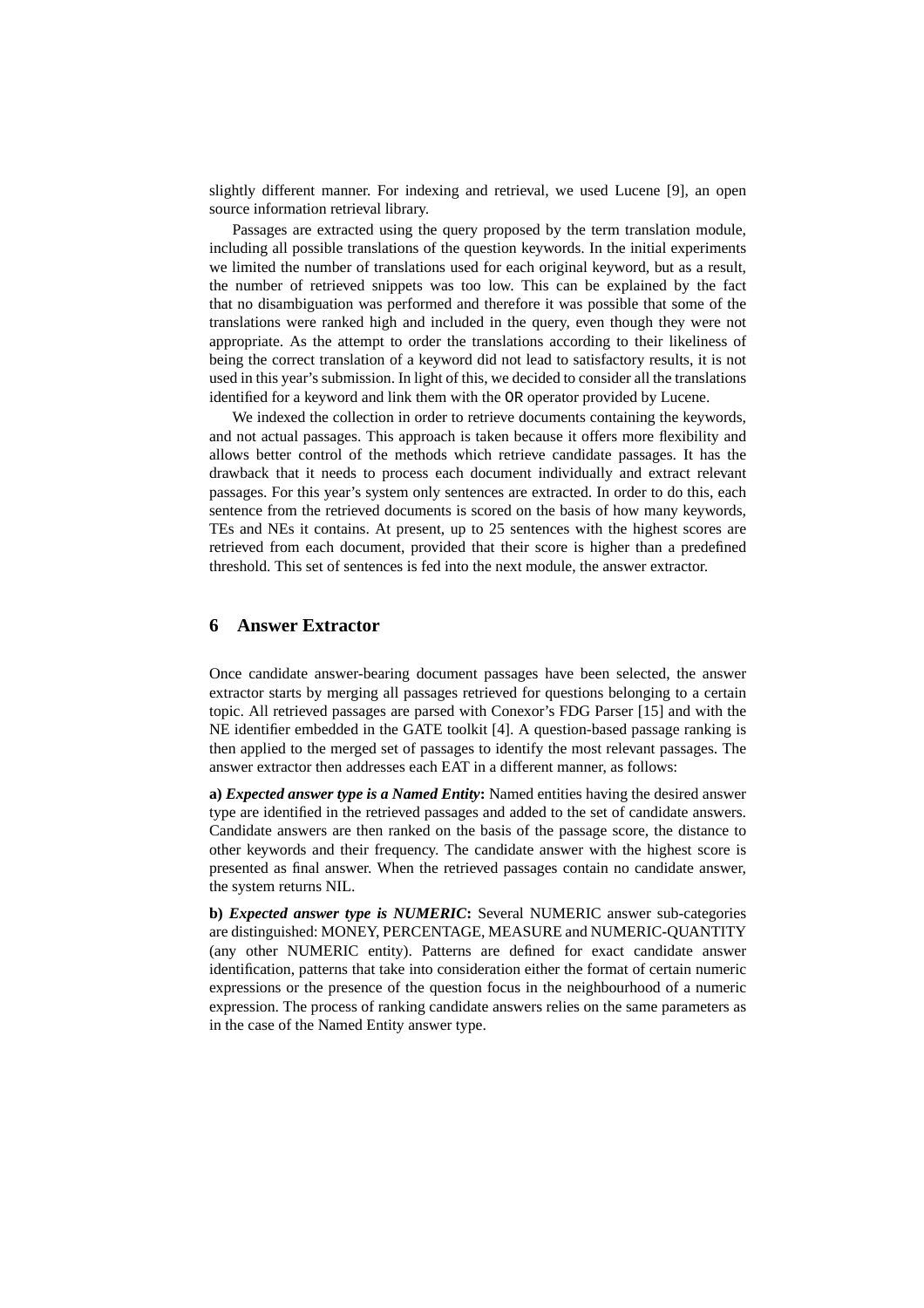slightly different manner. For indexing and retrieval, we used Lucene [9], an open source information retrieval library.

Passages are extracted using the query proposed by the term translation module, including all possible translations of the question keywords. In the initial experiments we limited the number of translations used for each original keyword, but as a result, the number of retrieved snippets was too low. This can be explained by the fact that no disambiguation was performed and therefore it was possible that some of the translations were ranked high and included in the query, even though they were not appropriate. As the attempt to order the translations according to their likeliness of being the correct translation of a keyword did not lead to satisfactory results, it is not used in this year's submission. In light of this, we decided to consider all the translations identified for a keyword and link them with the `OR` operator provided by Lucene.

We indexed the collection in order to retrieve documents containing the keywords, and not actual passages. This approach is taken because it offers more flexibility and allows better control of the methods which retrieve candidate passages. It has the drawback that it needs to process each document individually and extract relevant passages. For this year's system only sentences are extracted. In order to do this, each sentence from the retrieved documents is scored on the basis of how many keywords, TEs and NEs it contains. At present, up to 25 sentences with the highest scores are retrieved from each document, provided that their score is higher than a predefined threshold. This set of sentences is fed into the next module, the answer extractor.

## 6 Answer Extractor

Once candidate answer-bearing document passages have been selected, the answer extractor starts by merging all passages retrieved for questions belonging to a certain topic. All retrieved passages are parsed with Conexor's FDG Parser [15] and with the NE identifier embedded in the GATE toolkit [4]. A question-based passage ranking is then applied to the merged set of passages to identify the most relevant passages. The answer extractor then addresses each EAT in a different manner, as follows:

**a)** ***Expected answer type is a Named Entity*****:** Named entities having the desired answer type are identified in the retrieved passages and added to the set of candidate answers. Candidate answers are then ranked on the basis of the passage score, the distance to other keywords and their frequency. The candidate answer with the highest score is presented as final answer. When the retrieved passages contain no candidate answer, the system returns NIL.

**b)** ***Expected answer type is NUMERIC*****:** Several NUMERIC answer sub-categories are distinguished: MONEY, PERCENTAGE, MEASURE and NUMERIC-QUANTITY (any other NUMERIC entity). Patterns are defined for exact candidate answer identification, patterns that take into consideration either the format of certain numeric expressions or the presence of the question focus in the neighbourhood of a numeric expression. The process of ranking candidate answers relies on the same parameters as in the case of the Named Entity answer type.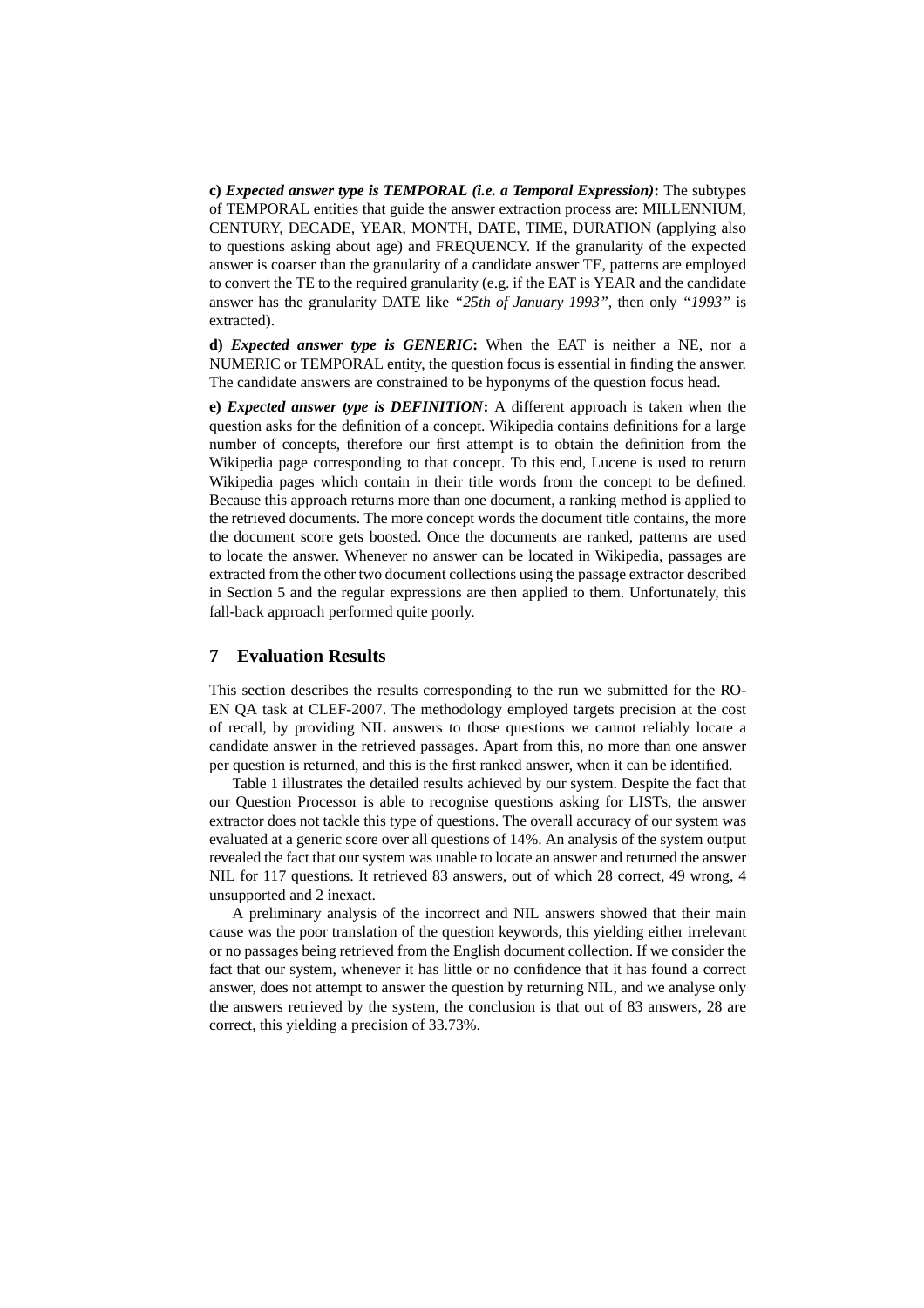**c)** ***Expected answer type is TEMPORAL (i.e. a Temporal Expression)*****:** The subtypes of TEMPORAL entities that guide the answer extraction process are: MILLENNIUM, CENTURY, DECADE, YEAR, MONTH, DATE, TIME, DURATION (applying also to questions asking about age) and FREQUENCY. If the granularity of the expected answer is coarser than the granularity of a candidate answer TE, patterns are employed to convert the TE to the required granularity (e.g. if the EAT is YEAR and the candidate answer has the granularity DATE like *"25th of January 1993"*, then only *"1993"* is extracted).

**d)** ***Expected answer type is GENERIC*****:** When the EAT is neither a NE, nor a NUMERIC or TEMPORAL entity, the question focus is essential in finding the answer. The candidate answers are constrained to be hyponyms of the question focus head.

**e)** ***Expected answer type is DEFINITION*****:** A different approach is taken when the question asks for the definition of a concept. Wikipedia contains definitions for a large number of concepts, therefore our first attempt is to obtain the definition from the Wikipedia page corresponding to that concept. To this end, Lucene is used to return Wikipedia pages which contain in their title words from the concept to be defined. Because this approach returns more than one document, a ranking method is applied to the retrieved documents. The more concept words the document title contains, the more the document score gets boosted. Once the documents are ranked, patterns are used to locate the answer. Whenever no answer can be located in Wikipedia, passages are extracted from the other two document collections using the passage extractor described in Section 5 and the regular expressions are then applied to them. Unfortunately, this fall-back approach performed quite poorly.

## 7 Evaluation Results

This section describes the results corresponding to the run we submitted for the RO-EN QA task at CLEF-2007. The methodology employed targets precision at the cost of recall, by providing NIL answers to those questions we cannot reliably locate a candidate answer in the retrieved passages. Apart from this, no more than one answer per question is returned, and this is the first ranked answer, when it can be identified.

Table 1 illustrates the detailed results achieved by our system. Despite the fact that our Question Processor is able to recognise questions asking for LISTs, the answer extractor does not tackle this type of questions. The overall accuracy of our system was evaluated at a generic score over all questions of 14%. An analysis of the system output revealed the fact that our system was unable to locate an answer and returned the answer NIL for 117 questions. It retrieved 83 answers, out of which 28 correct, 49 wrong, 4 unsupported and 2 inexact.

A preliminary analysis of the incorrect and NIL answers showed that their main cause was the poor translation of the question keywords, this yielding either irrelevant or no passages being retrieved from the English document collection. If we consider the fact that our system, whenever it has little or no confidence that it has found a correct answer, does not attempt to answer the question by returning NIL, and we analyse only the answers retrieved by the system, the conclusion is that out of 83 answers, 28 are correct, this yielding a precision of 33.73%.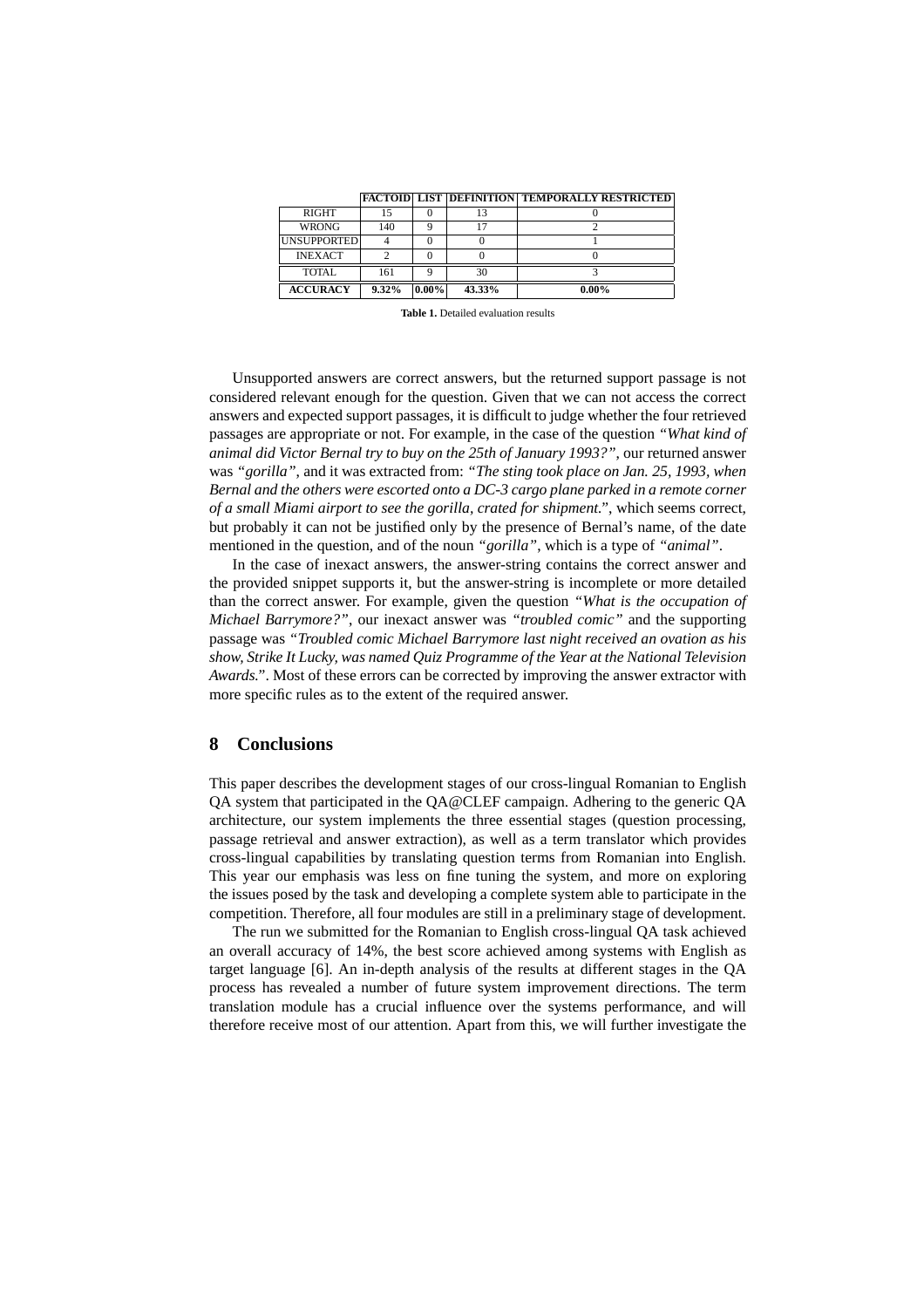| | FACTOID | LIST | DEFINITION | TEMPORALLY RESTRICTED |
|---|---|---|---|---|
| RIGHT | 15 | 0 | 13 | 0 |
| WRONG | 140 | 9 | 17 | 2 |
| UNSUPPORTED | 4 | 0 | 0 | 1 |
| INEXACT | 2 | 0 | 0 | 0 |
| TOTAL | 161 | 9 | 30 | 3 |
| **ACCURACY** | **9.32%** | **0.00%** | **43.33%** | **0.00%** |

**Table 1.** Detailed evaluation results

Unsupported answers are correct answers, but the returned support passage is not considered relevant enough for the question. Given that we can not access the correct answers and expected support passages, it is difficult to judge whether the four retrieved passages are appropriate or not. For example, in the case of the question *"What kind of animal did Victor Bernal try to buy on the 25th of January 1993?"*, our returned answer was *"gorilla"*, and it was extracted from: *"The sting took place on Jan. 25, 1993, when Bernal and the others were escorted onto a DC-3 cargo plane parked in a remote corner of a small Miami airport to see the gorilla, crated for shipment.*", which seems correct, but probably it can not be justified only by the presence of Bernal's name, of the date mentioned in the question, and of the noun *"gorilla"*, which is a type of *"animal"*.

In the case of inexact answers, the answer-string contains the correct answer and the provided snippet supports it, but the answer-string is incomplete or more detailed than the correct answer. For example, given the question *"What is the occupation of Michael Barrymore?"*, our inexact answer was *"troubled comic"* and the supporting passage was *"Troubled comic Michael Barrymore last night received an ovation as his show, Strike It Lucky, was named Quiz Programme of the Year at the National Television Awards.*". Most of these errors can be corrected by improving the answer extractor with more specific rules as to the extent of the required answer.

## 8 Conclusions

This paper describes the development stages of our cross-lingual Romanian to English QA system that participated in the QA@CLEF campaign. Adhering to the generic QA architecture, our system implements the three essential stages (question processing, passage retrieval and answer extraction), as well as a term translator which provides cross-lingual capabilities by translating question terms from Romanian into English. This year our emphasis was less on fine tuning the system, and more on exploring the issues posed by the task and developing a complete system able to participate in the competition. Therefore, all four modules are still in a preliminary stage of development.

The run we submitted for the Romanian to English cross-lingual QA task achieved an overall accuracy of 14%, the best score achieved among systems with English as target language [6]. An in-depth analysis of the results at different stages in the QA process has revealed a number of future system improvement directions. The term translation module has a crucial influence over the systems performance, and will therefore receive most of our attention. Apart from this, we will further investigate the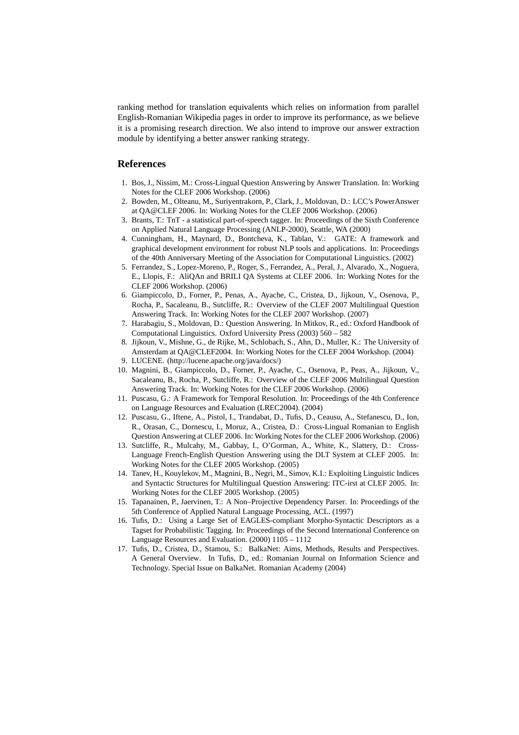ranking method for translation equivalents which relies on information from parallel English-Romanian Wikipedia pages in order to improve its performance, as we believe it is a promising research direction. We also intend to improve our answer extraction module by identifying a better answer ranking strategy.

## References

1. Bos, J., Nissim, M.: Cross-Lingual Question Answering by Answer Translation. In: Working Notes for the CLEF 2006 Workshop. (2006)
2. Bowden, M., Olteanu, M., Suriyentrakorn, P., Clark, J., Moldovan, D.: LCC's PowerAnswer at QA@CLEF 2006. In: Working Notes for the CLEF 2006 Workshop. (2006)
3. Brants, T.: TnT - a statistical part-of-speech tagger. In: Proceedings of the Sixth Conference on Applied Natural Language Processing (ANLP-2000), Seattle, WA (2000)
4. Cunningham, H., Maynard, D., Bontcheva, K., Tablan, V.: GATE: A framework and graphical development environment for robust NLP tools and applications. In: Proceedings of the 40th Anniversary Meeting of the Association for Computational Linguistics. (2002)
5. Ferrandez, S., Lopez-Moreno, P., Roger, S., Ferrandez, A., Peral, J., Alvarado, X., Noguera, E., Llopis, F.: AliQAn and BRILI QA Systems at CLEF 2006. In: Working Notes for the CLEF 2006 Workshop. (2006)
6. Giampiccolo, D., Forner, P., Penas, A., Ayache, C., Cristea, D., Jijkoun, V., Osenova, P., Rocha, P., Sacaleanu, B., Sutcliffe, R.: Overview of the CLEF 2007 Multilingual Question Answering Track. In: Working Notes for the CLEF 2007 Workshop. (2007)
7. Harabagiu, S., Moldovan, D.: Question Answering. In Mitkov, R., ed.: Oxford Handbook of Computational Linguistics. Oxford University Press (2003) 560 – 582
8. Jijkoun, V., Mishne, G., de Rijke, M., Schlobach, S., Ahn, D., Muller, K.: The University of Amsterdam at QA@CLEF2004. In: Working Notes for the CLEF 2004 Workshop. (2004)
9. LUCENE. (http://lucene.apache.org/java/docs/)
10. Magnini, B., Giampiccolo, D., Forner, P., Ayache, C., Osenova, P., Peas, A., Jijkoun, V., Sacaleanu, B., Rocha, P., Sutcliffe, R.: Overview of the CLEF 2006 Multilingual Question Answering Track. In: Working Notes for the CLEF 2006 Workshop. (2006)
11. Puscasu, G.: A Framework for Temporal Resolution. In: Proceedings of the 4th Conference on Language Resources and Evaluation (LREC2004). (2004)
12. Puscasu, G., Iftene, A., Pistol, I., Trandabat, D., Tufis, D., Ceausu, A., Stefanescu, D., Ion, R., Orasan, C., Dornescu, I., Moruz, A., Cristea, D.: Cross-Lingual Romanian to English Question Answering at CLEF 2006. In: Working Notes for the CLEF 2006 Workshop. (2006)
13. Sutcliffe, R., Mulcahy, M., Gabbay, I., O'Gorman, A., White, K., Slattery, D.: Cross-Language French-English Question Answering using the DLT System at CLEF 2005. In: Working Notes for the CLEF 2005 Workshop. (2005)
14. Tanev, H., Kouylekov, M., Magnini, B., Negri, M., Simov, K.I.: Exploiting Linguistic Indices and Syntactic Structures for Multilingual Question Answering: ITC-irst at CLEF 2005. In: Working Notes for the CLEF 2005 Workshop. (2005)
15. Tapanainen, P., Jaervinen, T.: A Non–Projective Dependency Parser. In: Proceedings of the 5th Conference of Applied Natural Language Processing, ACL. (1997)
16. Tufis, D.: Using a Large Set of EAGLES-compliant Morpho-Syntactic Descriptors as a Tagset for Probabilistic Tagging. In: Proceedings of the Second International Conference on Language Resources and Evaluation. (2000) 1105 – 1112
17. Tufis, D., Cristea, D., Stamou, S.: BalkaNet: Aims, Methods, Results and Perspectives. A General Overview. In Tufis, D., ed.: Romanian Journal on Information Science and Technology. Special Issue on BalkaNet. Romanian Academy (2004)